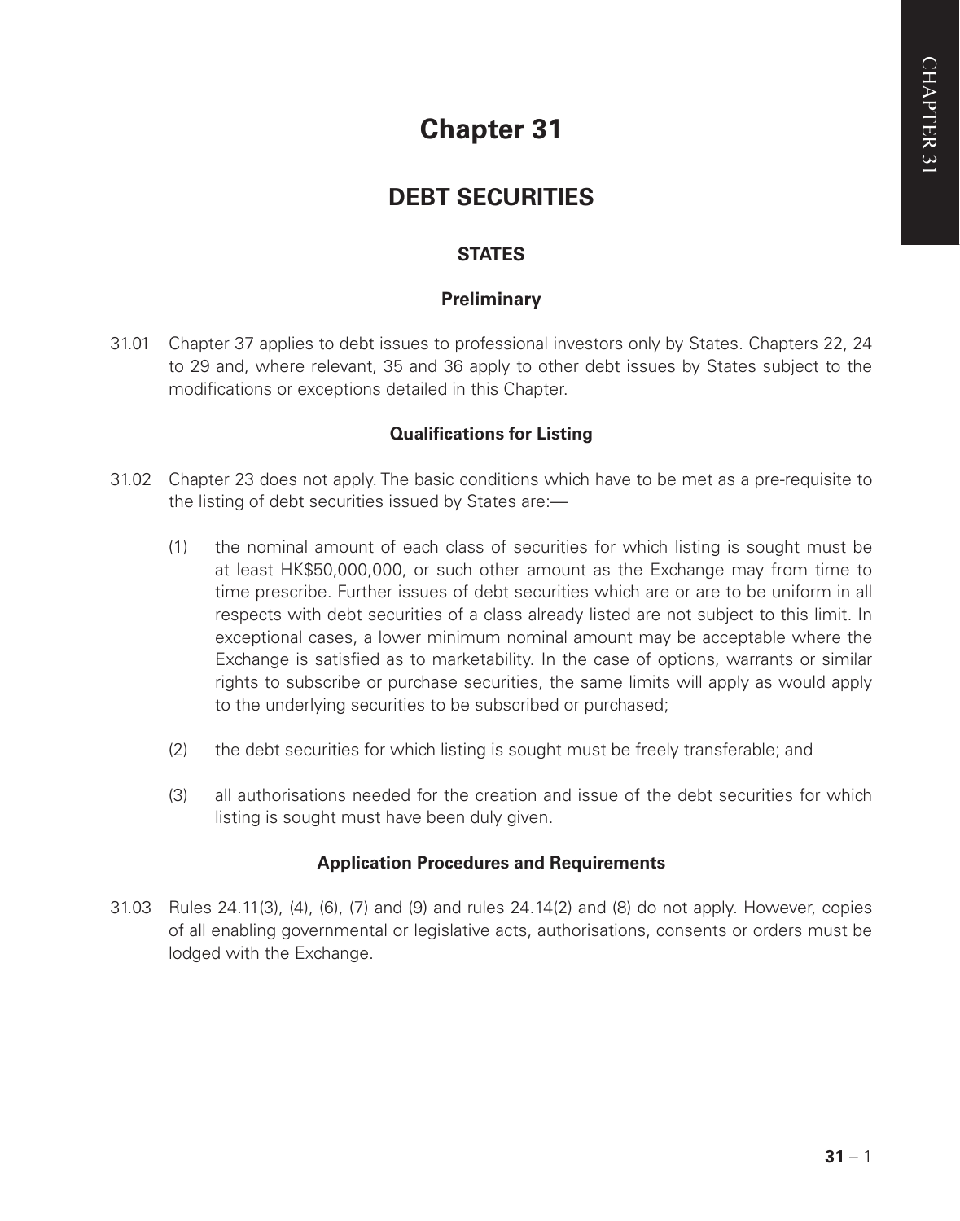# Chapter 31

## DEBT SECURITIES

### STATES

#### Preliminary

31.01 Chapter 37 applies to debt issues to professional investors only by States. Chapters 22, 24 to 29 and, where relevant, 35 and 36 apply to other debt issues by States subject to the modifications or exceptions detailed in this Chapter.

#### Qualifications for Listing

31.02 Chapter 23 does not apply. The basic conditions which have to be met as a pre-requisite to the listing of debt securities issued by States are:—

(1) the nominal amount of each class of securities for which listing is sought must be at least HK$50,000,000, or such other amount as the Exchange may from time to time prescribe. Further issues of debt securities which are or are to be uniform in all respects with debt securities of a class already listed are not subject to this limit. In exceptional cases, a lower minimum nominal amount may be acceptable where the Exchange is satisfied as to marketability. In the case of options, warrants or similar rights to subscribe or purchase securities, the same limits will apply as would apply to the underlying securities to be subscribed or purchased;

(2) the debt securities for which listing is sought must be freely transferable; and

(3) all authorisations needed for the creation and issue of the debt securities for which listing is sought must have been duly given.

#### Application Procedures and Requirements

31.03 Rules 24.11(3), (4), (6), (7) and (9) and rules 24.14(2) and (8) do not apply. However, copies of all enabling governmental or legislative acts, authorisations, consents or orders must be lodged with the Exchange.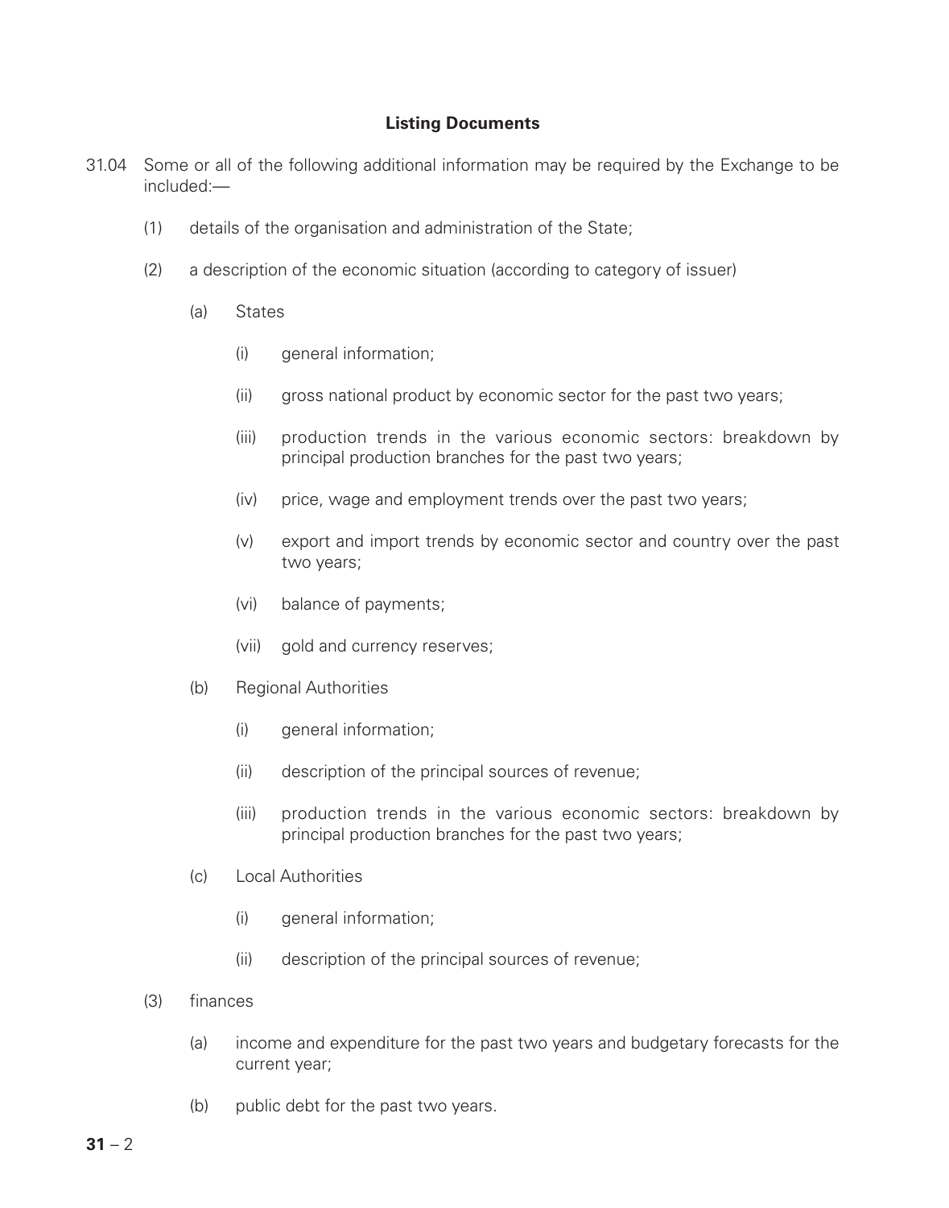### Listing Documents

31.04 Some or all of the following additional information may be required by the Exchange to be included:—

(1) details of the organisation and administration of the State;

(2) a description of the economic situation (according to category of issuer)

(a) States

(i) general information;

(ii) gross national product by economic sector for the past two years;

(iii) production trends in the various economic sectors: breakdown by principal production branches for the past two years;

(iv) price, wage and employment trends over the past two years;

(v) export and import trends by economic sector and country over the past two years;

(vi) balance of payments;

(vii) gold and currency reserves;

(b) Regional Authorities

(i) general information;

(ii) description of the principal sources of revenue;

(iii) production trends in the various economic sectors: breakdown by principal production branches for the past two years;

(c) Local Authorities

(i) general information;

(ii) description of the principal sources of revenue;

(3) finances

(a) income and expenditure for the past two years and budgetary forecasts for the current year;

(b) public debt for the past two years.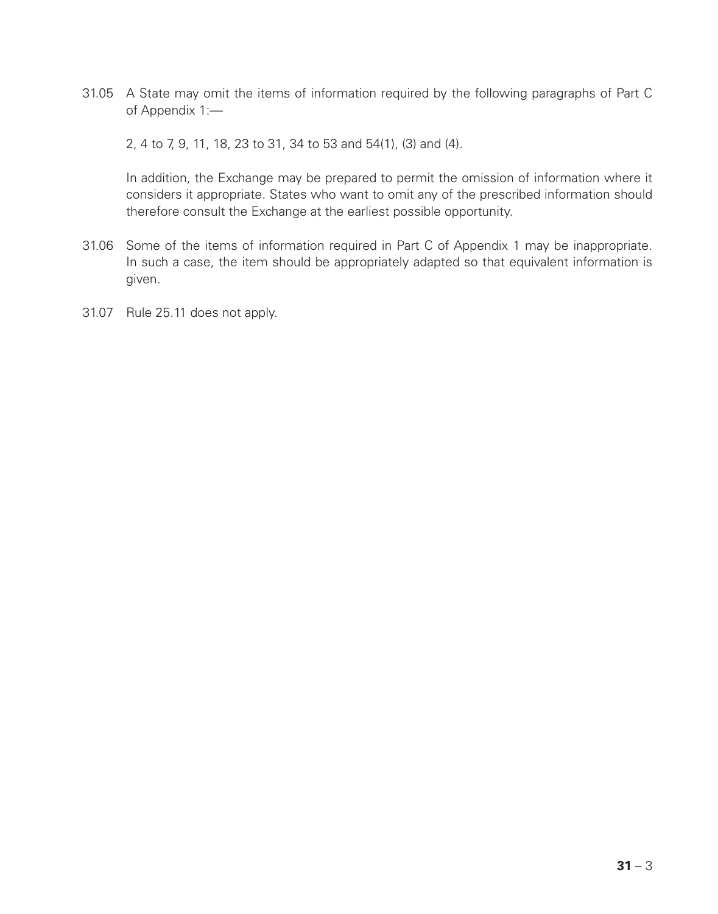31.05 A State may omit the items of information required by the following paragraphs of Part C of Appendix 1:—

2, 4 to 7, 9, 11, 18, 23 to 31, 34 to 53 and 54(1), (3) and (4).

In addition, the Exchange may be prepared to permit the omission of information where it considers it appropriate. States who want to omit any of the prescribed information should therefore consult the Exchange at the earliest possible opportunity.

31.06 Some of the items of information required in Part C of Appendix 1 may be inappropriate. In such a case, the item should be appropriately adapted so that equivalent information is given.

31.07 Rule 25.11 does not apply.